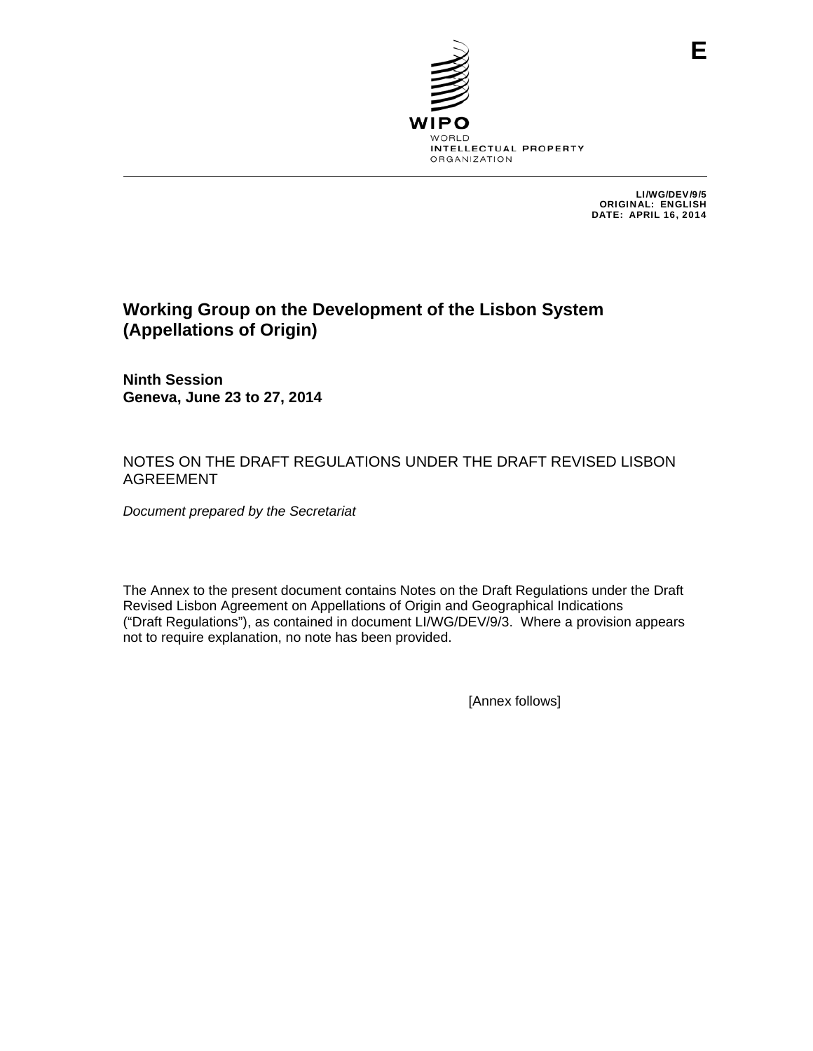E

WIPO
WORLD
INTELLECTUAL PROPERTY
ORGANIZATION

LI/WG/DEV/9/5
ORIGINAL: ENGLISH
DATE: APRIL 16, 2014

# Working Group on the Development of the Lisbon System (Appellations of Origin)

**Ninth Session**
**Geneva, June 23 to 27, 2014**

## NOTES ON THE DRAFT REGULATIONS UNDER THE DRAFT REVISED LISBON AGREEMENT

*Document prepared by the Secretariat*

The Annex to the present document contains Notes on the Draft Regulations under the Draft Revised Lisbon Agreement on Appellations of Origin and Geographical Indications ("Draft Regulations"), as contained in document LI/WG/DEV/9/3. Where a provision appears not to require explanation, no note has been provided.

[Annex follows]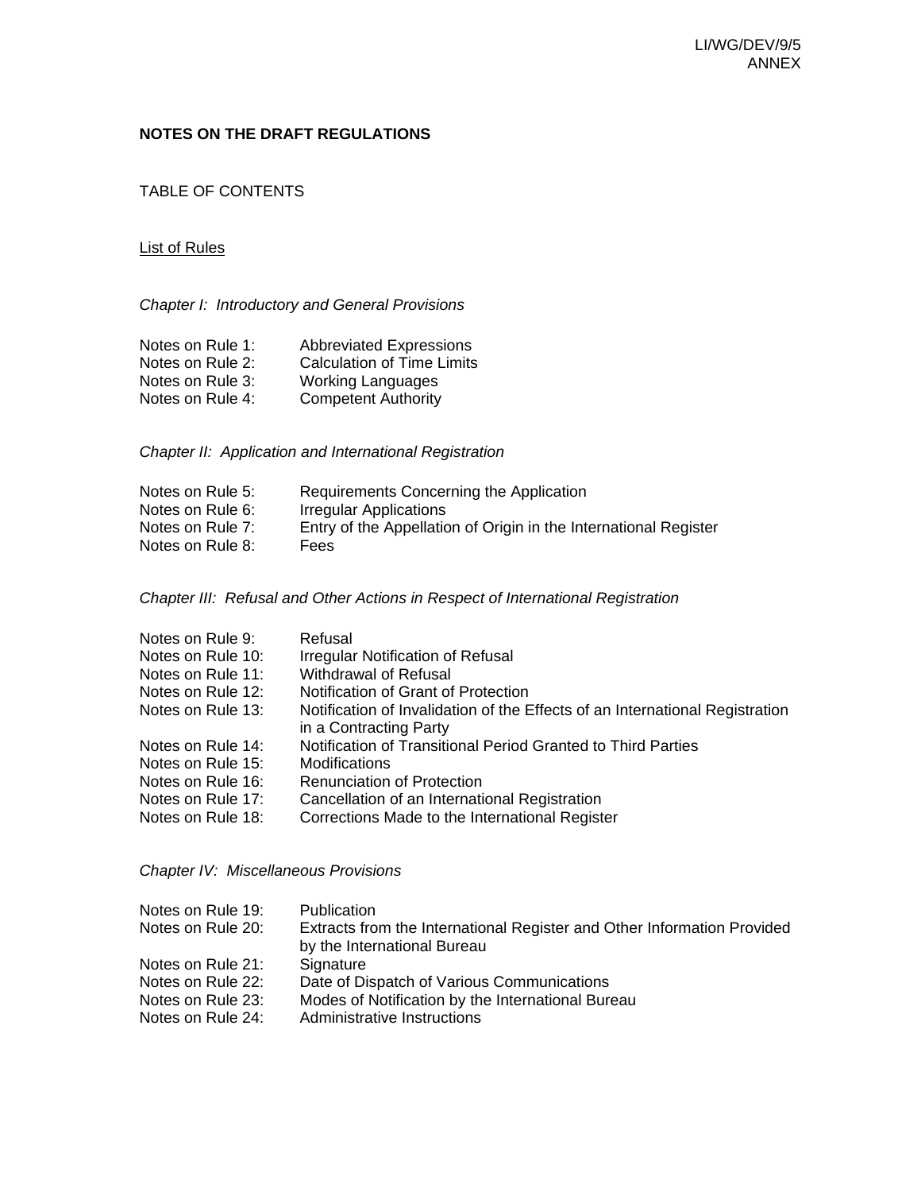**NOTES ON THE DRAFT REGULATIONS**

TABLE OF CONTENTS

List of Rules

*Chapter I: Introductory and General Provisions*

| | |
|---|---|
| Notes on Rule 1: | Abbreviated Expressions |
| Notes on Rule 2: | Calculation of Time Limits |
| Notes on Rule 3: | Working Languages |
| Notes on Rule 4: | Competent Authority |

*Chapter II: Application and International Registration*

| | |
|---|---|
| Notes on Rule 5: | Requirements Concerning the Application |
| Notes on Rule 6: | Irregular Applications |
| Notes on Rule 7: | Entry of the Appellation of Origin in the International Register |
| Notes on Rule 8: | Fees |

*Chapter III: Refusal and Other Actions in Respect of International Registration*

| | |
|---|---|
| Notes on Rule 9: | Refusal |
| Notes on Rule 10: | Irregular Notification of Refusal |
| Notes on Rule 11: | Withdrawal of Refusal |
| Notes on Rule 12: | Notification of Grant of Protection |
| Notes on Rule 13: | Notification of Invalidation of the Effects of an International Registration in a Contracting Party |
| Notes on Rule 14: | Notification of Transitional Period Granted to Third Parties |
| Notes on Rule 15: | Modifications |
| Notes on Rule 16: | Renunciation of Protection |
| Notes on Rule 17: | Cancellation of an International Registration |
| Notes on Rule 18: | Corrections Made to the International Register |

*Chapter IV: Miscellaneous Provisions*

| | |
|---|---|
| Notes on Rule 19: | Publication |
| Notes on Rule 20: | Extracts from the International Register and Other Information Provided by the International Bureau |
| Notes on Rule 21: | Signature |
| Notes on Rule 22: | Date of Dispatch of Various Communications |
| Notes on Rule 23: | Modes of Notification by the International Bureau |
| Notes on Rule 24: | Administrative Instructions |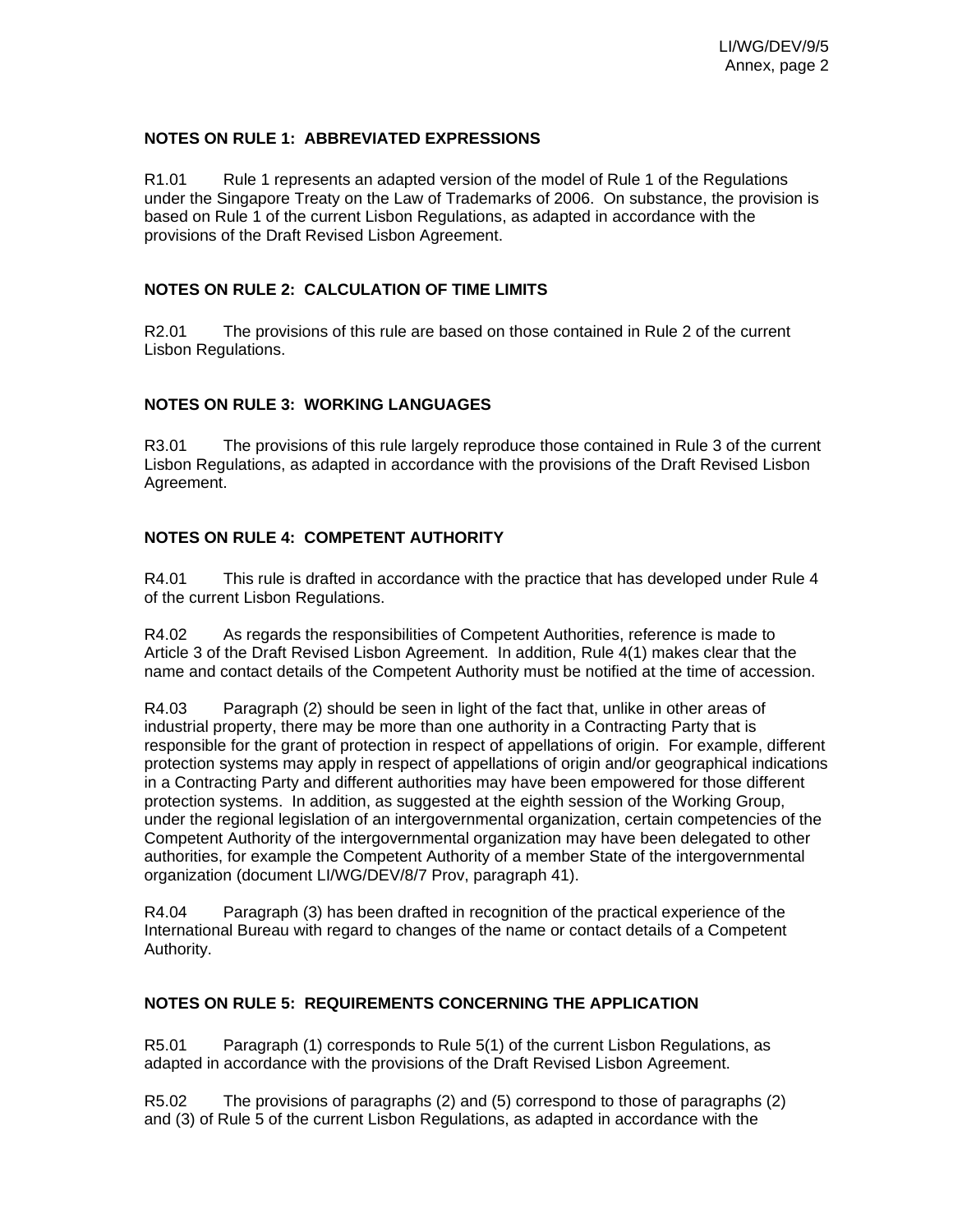### NOTES ON RULE 1: ABBREVIATED EXPRESSIONS

R1.01 Rule 1 represents an adapted version of the model of Rule 1 of the Regulations under the Singapore Treaty on the Law of Trademarks of 2006. On substance, the provision is based on Rule 1 of the current Lisbon Regulations, as adapted in accordance with the provisions of the Draft Revised Lisbon Agreement.

### NOTES ON RULE 2: CALCULATION OF TIME LIMITS

R2.01 The provisions of this rule are based on those contained in Rule 2 of the current Lisbon Regulations.

### NOTES ON RULE 3: WORKING LANGUAGES

R3.01 The provisions of this rule largely reproduce those contained in Rule 3 of the current Lisbon Regulations, as adapted in accordance with the provisions of the Draft Revised Lisbon Agreement.

### NOTES ON RULE 4: COMPETENT AUTHORITY

R4.01 This rule is drafted in accordance with the practice that has developed under Rule 4 of the current Lisbon Regulations.

R4.02 As regards the responsibilities of Competent Authorities, reference is made to Article 3 of the Draft Revised Lisbon Agreement. In addition, Rule 4(1) makes clear that the name and contact details of the Competent Authority must be notified at the time of accession.

R4.03 Paragraph (2) should be seen in light of the fact that, unlike in other areas of industrial property, there may be more than one authority in a Contracting Party that is responsible for the grant of protection in respect of appellations of origin. For example, different protection systems may apply in respect of appellations of origin and/or geographical indications in a Contracting Party and different authorities may have been empowered for those different protection systems. In addition, as suggested at the eighth session of the Working Group, under the regional legislation of an intergovernmental organization, certain competencies of the Competent Authority of the intergovernmental organization may have been delegated to other authorities, for example the Competent Authority of a member State of the intergovernmental organization (document LI/WG/DEV/8/7 Prov, paragraph 41).

R4.04 Paragraph (3) has been drafted in recognition of the practical experience of the International Bureau with regard to changes of the name or contact details of a Competent Authority.

### NOTES ON RULE 5: REQUIREMENTS CONCERNING THE APPLICATION

R5.01 Paragraph (1) corresponds to Rule 5(1) of the current Lisbon Regulations, as adapted in accordance with the provisions of the Draft Revised Lisbon Agreement.

R5.02 The provisions of paragraphs (2) and (5) correspond to those of paragraphs (2) and (3) of Rule 5 of the current Lisbon Regulations, as adapted in accordance with the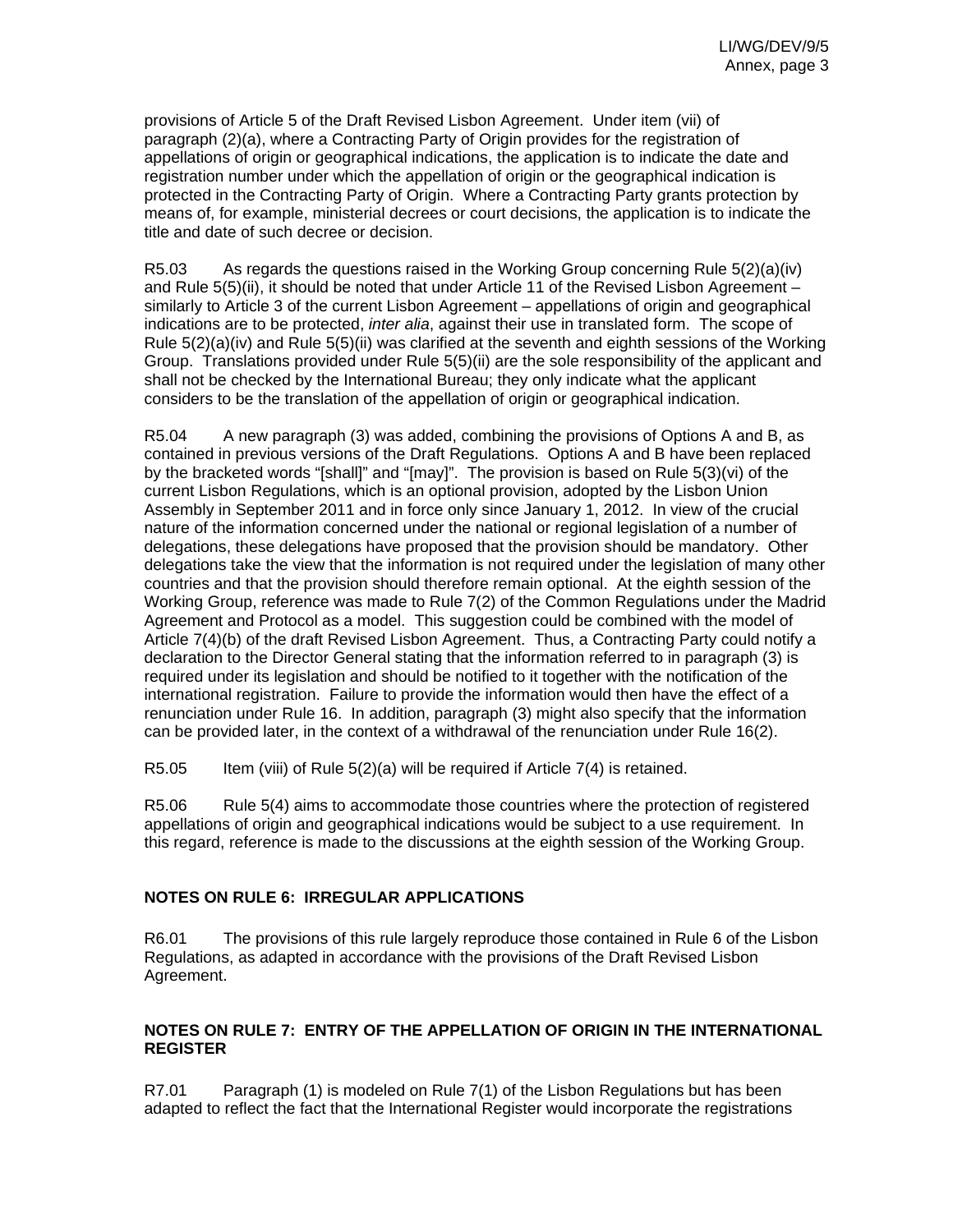provisions of Article 5 of the Draft Revised Lisbon Agreement. Under item (vii) of paragraph (2)(a), where a Contracting Party of Origin provides for the registration of appellations of origin or geographical indications, the application is to indicate the date and registration number under which the appellation of origin or the geographical indication is protected in the Contracting Party of Origin. Where a Contracting Party grants protection by means of, for example, ministerial decrees or court decisions, the application is to indicate the title and date of such decree or decision.

R5.03 As regards the questions raised in the Working Group concerning Rule 5(2)(a)(iv) and Rule 5(5)(ii), it should be noted that under Article 11 of the Revised Lisbon Agreement – similarly to Article 3 of the current Lisbon Agreement – appellations of origin and geographical indications are to be protected, *inter alia*, against their use in translated form. The scope of Rule 5(2)(a)(iv) and Rule 5(5)(ii) was clarified at the seventh and eighth sessions of the Working Group. Translations provided under Rule 5(5)(ii) are the sole responsibility of the applicant and shall not be checked by the International Bureau; they only indicate what the applicant considers to be the translation of the appellation of origin or geographical indication.

R5.04 A new paragraph (3) was added, combining the provisions of Options A and B, as contained in previous versions of the Draft Regulations. Options A and B have been replaced by the bracketed words "[shall]" and "[may]". The provision is based on Rule 5(3)(vi) of the current Lisbon Regulations, which is an optional provision, adopted by the Lisbon Union Assembly in September 2011 and in force only since January 1, 2012. In view of the crucial nature of the information concerned under the national or regional legislation of a number of delegations, these delegations have proposed that the provision should be mandatory. Other delegations take the view that the information is not required under the legislation of many other countries and that the provision should therefore remain optional. At the eighth session of the Working Group, reference was made to Rule 7(2) of the Common Regulations under the Madrid Agreement and Protocol as a model. This suggestion could be combined with the model of Article 7(4)(b) of the draft Revised Lisbon Agreement. Thus, a Contracting Party could notify a declaration to the Director General stating that the information referred to in paragraph (3) is required under its legislation and should be notified to it together with the notification of the international registration. Failure to provide the information would then have the effect of a renunciation under Rule 16. In addition, paragraph (3) might also specify that the information can be provided later, in the context of a withdrawal of the renunciation under Rule 16(2).

R5.05 Item (viii) of Rule 5(2)(a) will be required if Article 7(4) is retained.

R5.06 Rule 5(4) aims to accommodate those countries where the protection of registered appellations of origin and geographical indications would be subject to a use requirement. In this regard, reference is made to the discussions at the eighth session of the Working Group.

## NOTES ON RULE 6: IRREGULAR APPLICATIONS

R6.01 The provisions of this rule largely reproduce those contained in Rule 6 of the Lisbon Regulations, as adapted in accordance with the provisions of the Draft Revised Lisbon Agreement.

## NOTES ON RULE 7: ENTRY OF THE APPELLATION OF ORIGIN IN THE INTERNATIONAL REGISTER

R7.01 Paragraph (1) is modeled on Rule 7(1) of the Lisbon Regulations but has been adapted to reflect the fact that the International Register would incorporate the registrations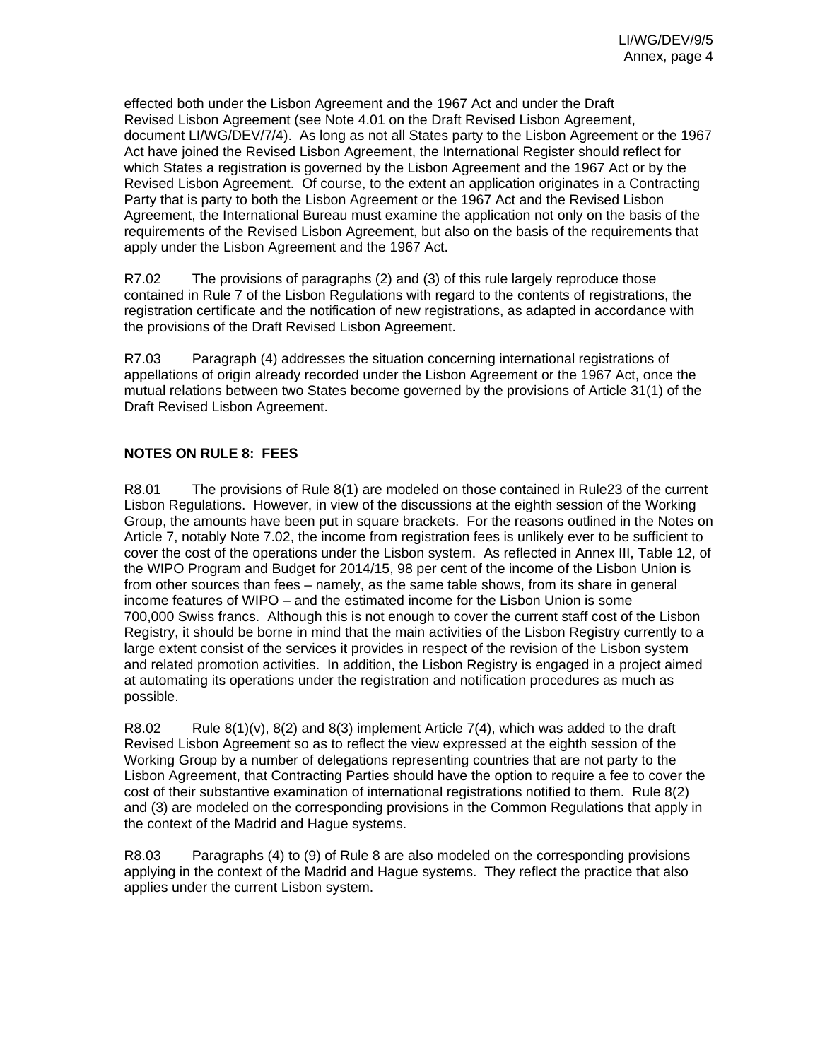effected both under the Lisbon Agreement and the 1967 Act and under the Draft Revised Lisbon Agreement (see Note 4.01 on the Draft Revised Lisbon Agreement, document LI/WG/DEV/7/4). As long as not all States party to the Lisbon Agreement or the 1967 Act have joined the Revised Lisbon Agreement, the International Register should reflect for which States a registration is governed by the Lisbon Agreement and the 1967 Act or by the Revised Lisbon Agreement. Of course, to the extent an application originates in a Contracting Party that is party to both the Lisbon Agreement or the 1967 Act and the Revised Lisbon Agreement, the International Bureau must examine the application not only on the basis of the requirements of the Revised Lisbon Agreement, but also on the basis of the requirements that apply under the Lisbon Agreement and the 1967 Act.

R7.02 The provisions of paragraphs (2) and (3) of this rule largely reproduce those contained in Rule 7 of the Lisbon Regulations with regard to the contents of registrations, the registration certificate and the notification of new registrations, as adapted in accordance with the provisions of the Draft Revised Lisbon Agreement.

R7.03 Paragraph (4) addresses the situation concerning international registrations of appellations of origin already recorded under the Lisbon Agreement or the 1967 Act, once the mutual relations between two States become governed by the provisions of Article 31(1) of the Draft Revised Lisbon Agreement.

**NOTES ON RULE 8: FEES**

R8.01 The provisions of Rule 8(1) are modeled on those contained in Rule23 of the current Lisbon Regulations. However, in view of the discussions at the eighth session of the Working Group, the amounts have been put in square brackets. For the reasons outlined in the Notes on Article 7, notably Note 7.02, the income from registration fees is unlikely ever to be sufficient to cover the cost of the operations under the Lisbon system. As reflected in Annex III, Table 12, of the WIPO Program and Budget for 2014/15, 98 per cent of the income of the Lisbon Union is from other sources than fees – namely, as the same table shows, from its share in general income features of WIPO – and the estimated income for the Lisbon Union is some 700,000 Swiss francs. Although this is not enough to cover the current staff cost of the Lisbon Registry, it should be borne in mind that the main activities of the Lisbon Registry currently to a large extent consist of the services it provides in respect of the revision of the Lisbon system and related promotion activities. In addition, the Lisbon Registry is engaged in a project aimed at automating its operations under the registration and notification procedures as much as possible.

R8.02 Rule 8(1)(v), 8(2) and 8(3) implement Article 7(4), which was added to the draft Revised Lisbon Agreement so as to reflect the view expressed at the eighth session of the Working Group by a number of delegations representing countries that are not party to the Lisbon Agreement, that Contracting Parties should have the option to require a fee to cover the cost of their substantive examination of international registrations notified to them. Rule 8(2) and (3) are modeled on the corresponding provisions in the Common Regulations that apply in the context of the Madrid and Hague systems.

R8.03 Paragraphs (4) to (9) of Rule 8 are also modeled on the corresponding provisions applying in the context of the Madrid and Hague systems. They reflect the practice that also applies under the current Lisbon system.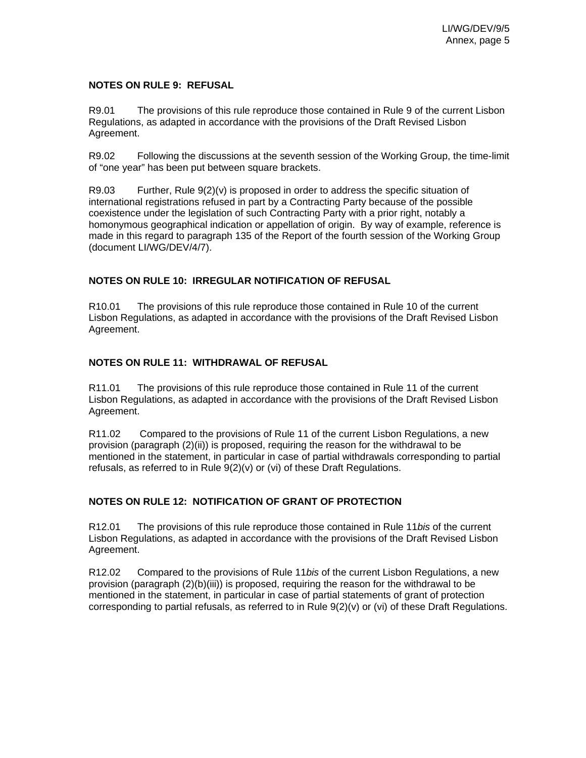**NOTES ON RULE 9: REFUSAL**

R9.01 The provisions of this rule reproduce those contained in Rule 9 of the current Lisbon Regulations, as adapted in accordance with the provisions of the Draft Revised Lisbon Agreement.

R9.02 Following the discussions at the seventh session of the Working Group, the time-limit of "one year" has been put between square brackets.

R9.03 Further, Rule 9(2)(v) is proposed in order to address the specific situation of international registrations refused in part by a Contracting Party because of the possible coexistence under the legislation of such Contracting Party with a prior right, notably a homonymous geographical indication or appellation of origin. By way of example, reference is made in this regard to paragraph 135 of the Report of the fourth session of the Working Group (document LI/WG/DEV/4/7).

**NOTES ON RULE 10: IRREGULAR NOTIFICATION OF REFUSAL**

R10.01 The provisions of this rule reproduce those contained in Rule 10 of the current Lisbon Regulations, as adapted in accordance with the provisions of the Draft Revised Lisbon Agreement.

**NOTES ON RULE 11: WITHDRAWAL OF REFUSAL**

R11.01 The provisions of this rule reproduce those contained in Rule 11 of the current Lisbon Regulations, as adapted in accordance with the provisions of the Draft Revised Lisbon Agreement.

R11.02 Compared to the provisions of Rule 11 of the current Lisbon Regulations, a new provision (paragraph (2)(ii)) is proposed, requiring the reason for the withdrawal to be mentioned in the statement, in particular in case of partial withdrawals corresponding to partial refusals, as referred to in Rule 9(2)(v) or (vi) of these Draft Regulations.

**NOTES ON RULE 12: NOTIFICATION OF GRANT OF PROTECTION**

R12.01 The provisions of this rule reproduce those contained in Rule 11*bis* of the current Lisbon Regulations, as adapted in accordance with the provisions of the Draft Revised Lisbon Agreement.

R12.02 Compared to the provisions of Rule 11*bis* of the current Lisbon Regulations, a new provision (paragraph (2)(b)(iii)) is proposed, requiring the reason for the withdrawal to be mentioned in the statement, in particular in case of partial statements of grant of protection corresponding to partial refusals, as referred to in Rule 9(2)(v) or (vi) of these Draft Regulations.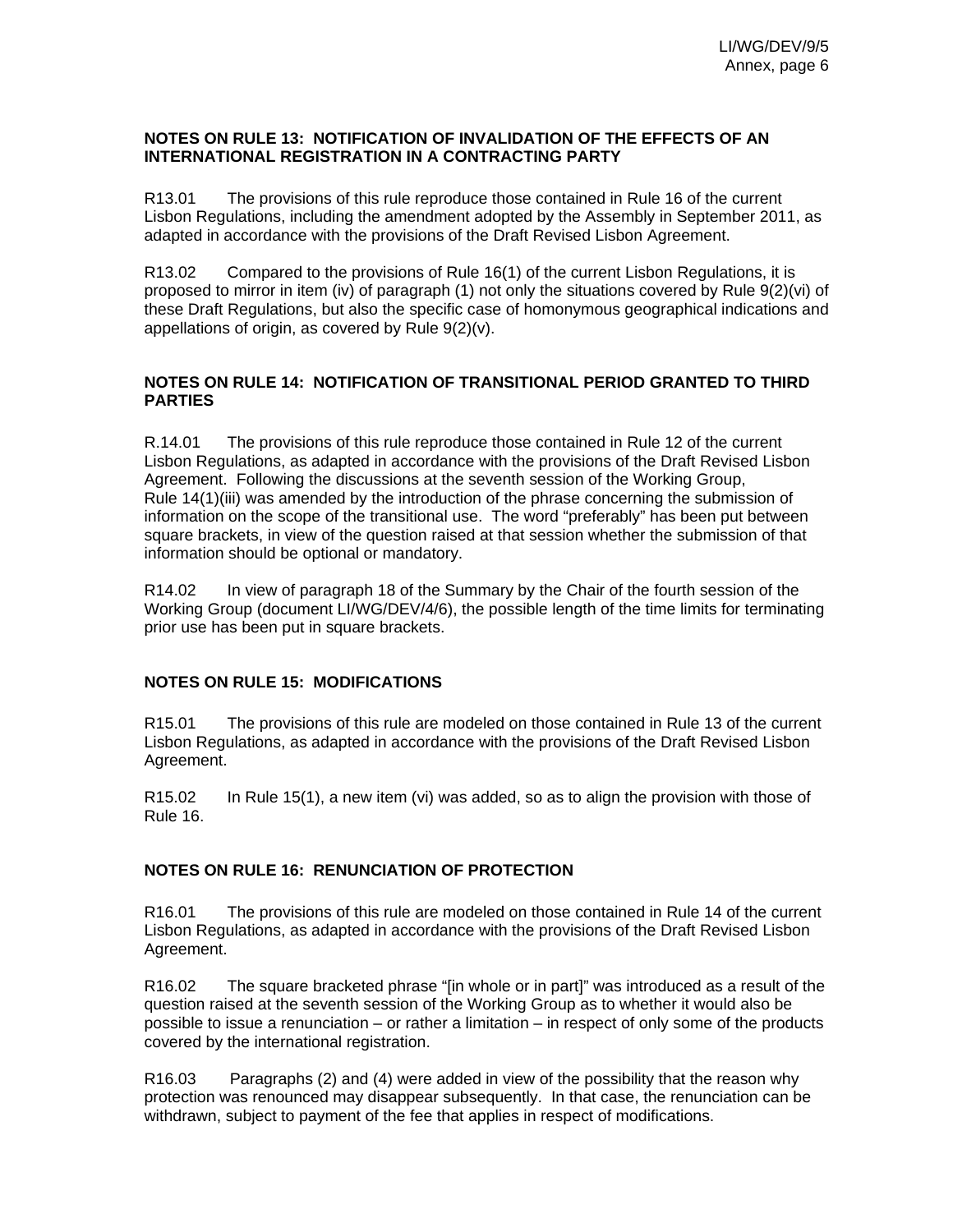### NOTES ON RULE 13: NOTIFICATION OF INVALIDATION OF THE EFFECTS OF AN INTERNATIONAL REGISTRATION IN A CONTRACTING PARTY

R13.01 The provisions of this rule reproduce those contained in Rule 16 of the current Lisbon Regulations, including the amendment adopted by the Assembly in September 2011, as adapted in accordance with the provisions of the Draft Revised Lisbon Agreement.

R13.02 Compared to the provisions of Rule 16(1) of the current Lisbon Regulations, it is proposed to mirror in item (iv) of paragraph (1) not only the situations covered by Rule 9(2)(vi) of these Draft Regulations, but also the specific case of homonymous geographical indications and appellations of origin, as covered by Rule 9(2)(v).

### NOTES ON RULE 14: NOTIFICATION OF TRANSITIONAL PERIOD GRANTED TO THIRD PARTIES

R.14.01 The provisions of this rule reproduce those contained in Rule 12 of the current Lisbon Regulations, as adapted in accordance with the provisions of the Draft Revised Lisbon Agreement. Following the discussions at the seventh session of the Working Group, Rule 14(1)(iii) was amended by the introduction of the phrase concerning the submission of information on the scope of the transitional use. The word "preferably" has been put between square brackets, in view of the question raised at that session whether the submission of that information should be optional or mandatory.

R14.02 In view of paragraph 18 of the Summary by the Chair of the fourth session of the Working Group (document LI/WG/DEV/4/6), the possible length of the time limits for terminating prior use has been put in square brackets.

### NOTES ON RULE 15: MODIFICATIONS

R15.01 The provisions of this rule are modeled on those contained in Rule 13 of the current Lisbon Regulations, as adapted in accordance with the provisions of the Draft Revised Lisbon Agreement.

R15.02 In Rule 15(1), a new item (vi) was added, so as to align the provision with those of Rule 16.

### NOTES ON RULE 16: RENUNCIATION OF PROTECTION

R16.01 The provisions of this rule are modeled on those contained in Rule 14 of the current Lisbon Regulations, as adapted in accordance with the provisions of the Draft Revised Lisbon Agreement.

R16.02 The square bracketed phrase "[in whole or in part]" was introduced as a result of the question raised at the seventh session of the Working Group as to whether it would also be possible to issue a renunciation – or rather a limitation – in respect of only some of the products covered by the international registration.

R16.03 Paragraphs (2) and (4) were added in view of the possibility that the reason why protection was renounced may disappear subsequently. In that case, the renunciation can be withdrawn, subject to payment of the fee that applies in respect of modifications.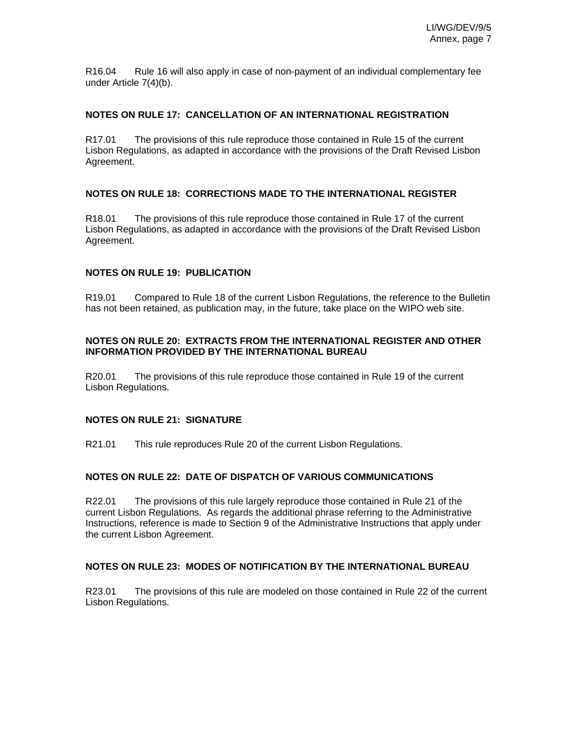R16.04 Rule 16 will also apply in case of non-payment of an individual complementary fee under Article 7(4)(b).

### NOTES ON RULE 17: CANCELLATION OF AN INTERNATIONAL REGISTRATION

R17.01 The provisions of this rule reproduce those contained in Rule 15 of the current Lisbon Regulations, as adapted in accordance with the provisions of the Draft Revised Lisbon Agreement.

### NOTES ON RULE 18: CORRECTIONS MADE TO THE INTERNATIONAL REGISTER

R18.01 The provisions of this rule reproduce those contained in Rule 17 of the current Lisbon Regulations, as adapted in accordance with the provisions of the Draft Revised Lisbon Agreement.

### NOTES ON RULE 19: PUBLICATION

R19.01 Compared to Rule 18 of the current Lisbon Regulations, the reference to the Bulletin has not been retained, as publication may, in the future, take place on the WIPO web site.

### NOTES ON RULE 20: EXTRACTS FROM THE INTERNATIONAL REGISTER AND OTHER INFORMATION PROVIDED BY THE INTERNATIONAL BUREAU

R20.01 The provisions of this rule reproduce those contained in Rule 19 of the current Lisbon Regulations.

### NOTES ON RULE 21: SIGNATURE

R21.01 This rule reproduces Rule 20 of the current Lisbon Regulations.

### NOTES ON RULE 22: DATE OF DISPATCH OF VARIOUS COMMUNICATIONS

R22.01 The provisions of this rule largely reproduce those contained in Rule 21 of the current Lisbon Regulations. As regards the additional phrase referring to the Administrative Instructions, reference is made to Section 9 of the Administrative Instructions that apply under the current Lisbon Agreement.

### NOTES ON RULE 23: MODES OF NOTIFICATION BY THE INTERNATIONAL BUREAU

R23.01 The provisions of this rule are modeled on those contained in Rule 22 of the current Lisbon Regulations.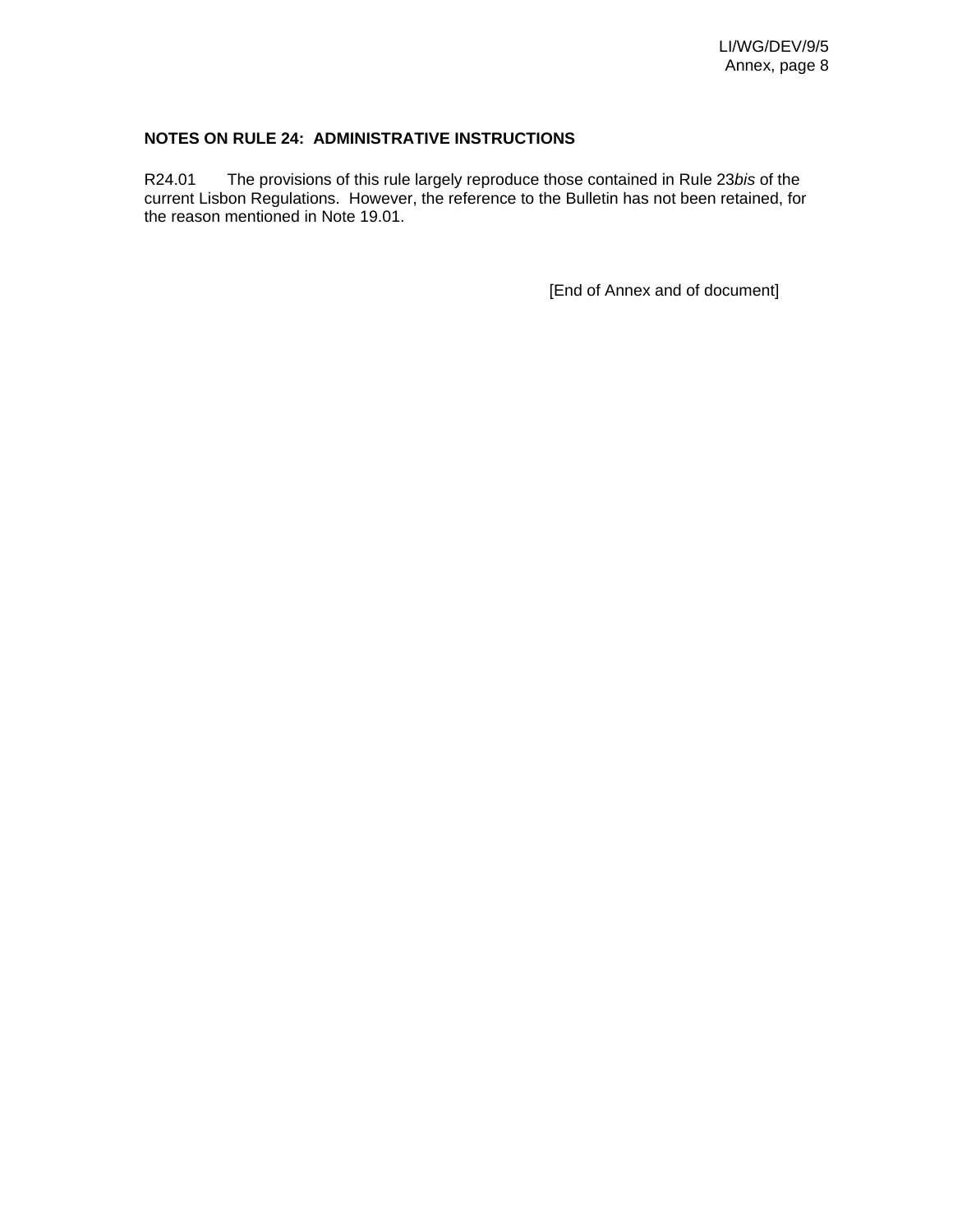**NOTES ON RULE 24: ADMINISTRATIVE INSTRUCTIONS**

R24.01 The provisions of this rule largely reproduce those contained in Rule 23*bis* of the current Lisbon Regulations. However, the reference to the Bulletin has not been retained, for the reason mentioned in Note 19.01.

[End of Annex and of document]